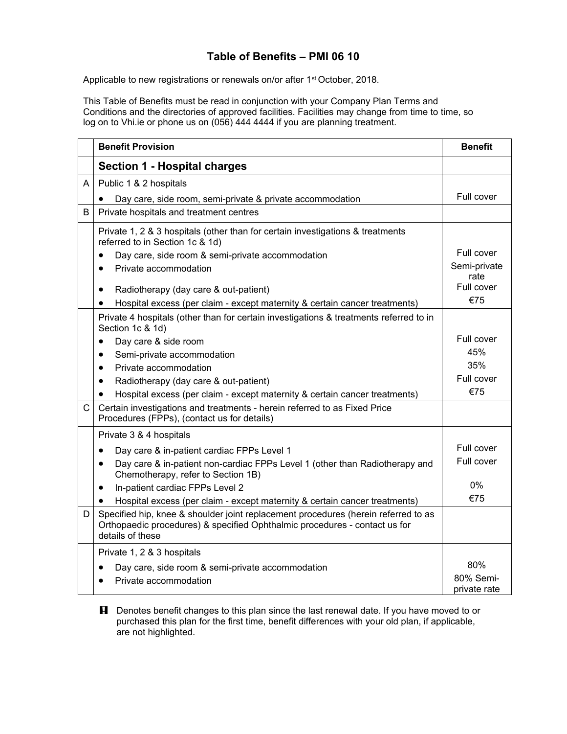# Table of Benefits – PMI 06 10

Applicable to new registrations or renewals on/or after 1st October, 2018.

This Table of Benefits must be read in conjunction with your Company Plan Terms and Conditions and the directories of approved facilities. Facilities may change from time to time, so log on to Vhi.ie or phone us on (056) 444 4444 if you are planning treatment.

| | Benefit Provision | Benefit |
|---|---|---|
| | **Section 1 - Hospital charges** | |
| A | Public 1 & 2 hospitals | |
| | • Day care, side room, semi-private & private accommodation | Full cover |
| B | Private hospitals and treatment centres | |
| | Private 1, 2 & 3 hospitals (other than for certain investigations & treatments referred to in Section 1c & 1d) | |
| | • Day care, side room & semi-private accommodation | Full cover |
| | • Private accommodation | Semi-private rate |
| | • Radiotherapy (day care & out-patient) | Full cover |
| | • Hospital excess (per claim - except maternity & certain cancer treatments) | €75 |
| | Private 4 hospitals (other than for certain investigations & treatments referred to in Section 1c & 1d) | |
| | • Day care & side room | Full cover |
| | • Semi-private accommodation | 45% |
| | • Private accommodation | 35% |
| | • Radiotherapy (day care & out-patient) | Full cover |
| | • Hospital excess (per claim - except maternity & certain cancer treatments) | €75 |
| C | Certain investigations and treatments - herein referred to as Fixed Price Procedures (FPPs), (contact us for details) | |
| | Private 3 & 4 hospitals | |
| | • Day care & in-patient cardiac FPPs Level 1 | Full cover |
| | • Day care & in-patient non-cardiac FPPs Level 1 (other than Radiotherapy and Chemotherapy, refer to Section 1B) | Full cover |
| | • In-patient cardiac FPPs Level 2 | 0% |
| | • Hospital excess (per claim - except maternity & certain cancer treatments) | €75 |
| D | Specified hip, knee & shoulder joint replacement procedures (herein referred to as Orthopaedic procedures) & specified Ophthalmic procedures - contact us for details of these | |
| | Private 1, 2 & 3 hospitals | |
| | • Day care, side room & semi-private accommodation | 80% |
| | • Private accommodation | 80% Semi-private rate |

**!** Denotes benefit changes to this plan since the last renewal date. If you have moved to or purchased this plan for the first time, benefit differences with your old plan, if applicable, are not highlighted.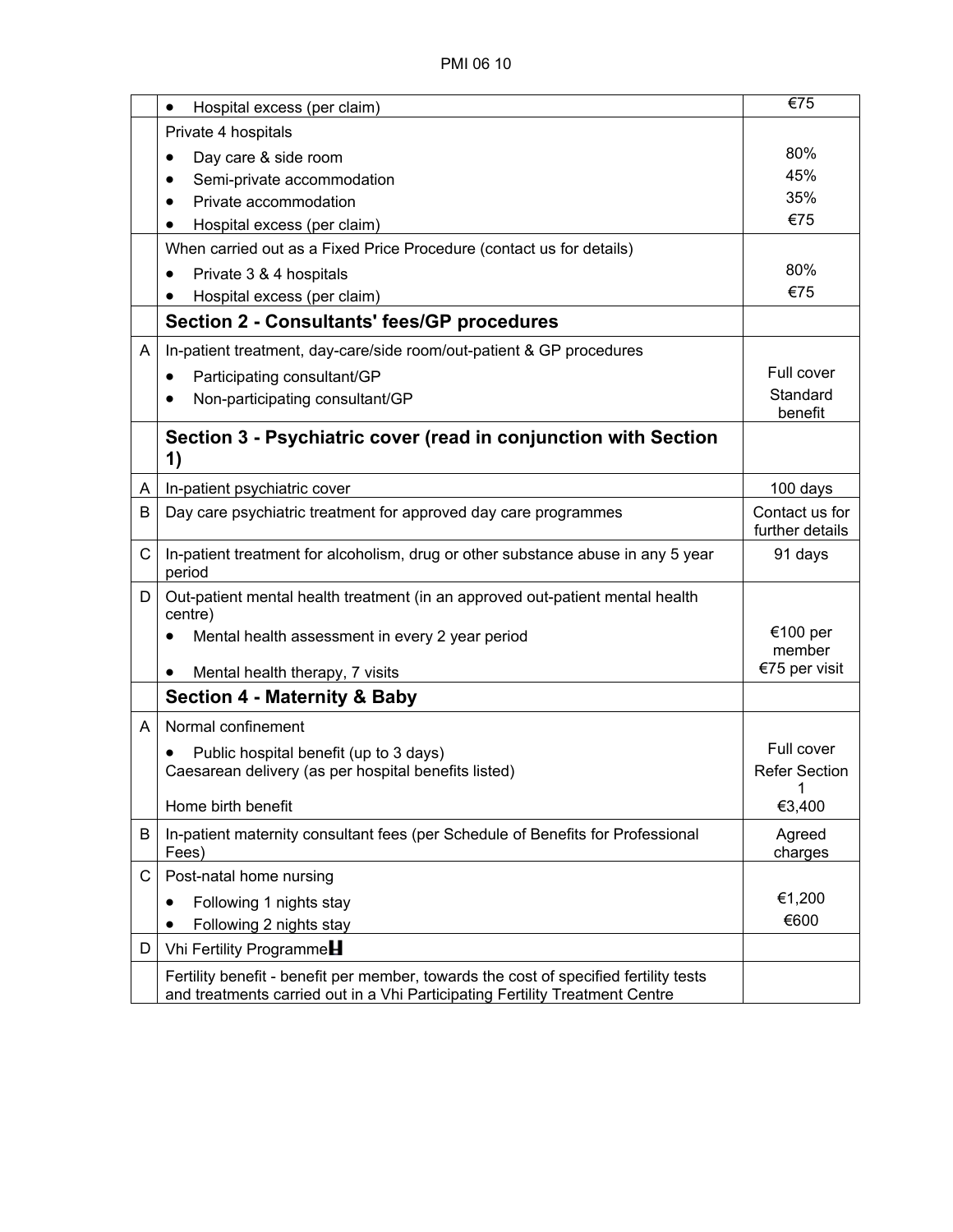| | | |
|---|---|---|
| | • Hospital excess (per claim) | €75 |
| | Private 4 hospitals<br>• Day care & side room<br>• Semi-private accommodation<br>• Private accommodation<br>• Hospital excess (per claim) | <br>80%<br>45%<br>35%<br>€75 |
| | When carried out as a Fixed Price Procedure (contact us for details)<br>• Private 3 & 4 hospitals<br>• Hospital excess (per claim) | <br>80%<br>€75 |
| | **Section 2 - Consultants' fees/GP procedures** | |
| A | In-patient treatment, day-care/side room/out-patient & GP procedures<br>• Participating consultant/GP<br>• Non-participating consultant/GP | <br>Full cover<br>Standard benefit |
| | **Section 3 - Psychiatric cover (read in conjunction with Section 1)** | |
| A | In-patient psychiatric cover | 100 days |
| B | Day care psychiatric treatment for approved day care programmes | Contact us for further details |
| C | In-patient treatment for alcoholism, drug or other substance abuse in any 5 year period | 91 days |
| D | Out-patient mental health treatment (in an approved out-patient mental health centre)<br>• Mental health assessment in every 2 year period<br>• Mental health therapy, 7 visits | <br>€100 per member<br>€75 per visit |
| | **Section 4 - Maternity & Baby** | |
| A | Normal confinement<br>• Public hospital benefit (up to 3 days)<br>Caesarean delivery (as per hospital benefits listed)<br>Home birth benefit | <br>Full cover<br>Refer Section 1<br>€3,400 |
| B | In-patient maternity consultant fees (per Schedule of Benefits for Professional Fees) | Agreed charges |
| C | Post-natal home nursing<br>• Following 1 nights stay<br>• Following 2 nights stay | <br>€1,200<br>€600 |
| D | Vhi Fertility Programme | |
| | Fertility benefit - benefit per member, towards the cost of specified fertility tests and treatments carried out in a Vhi Participating Fertility Treatment Centre | |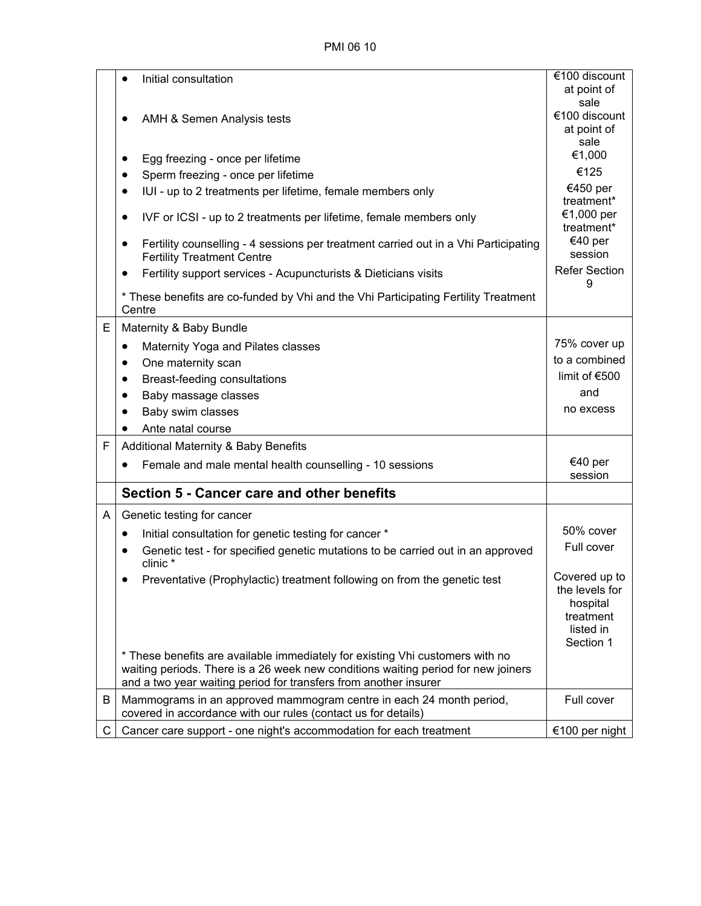|  |  |  |
|---|---|---|
|  | • Initial consultation | €100 discount at point of sale |
|  | • AMH & Semen Analysis tests | €100 discount at point of sale |
|  | • Egg freezing - once per lifetime | €1,000 |
|  | • Sperm freezing - once per lifetime | €125 |
|  | • IUI - up to 2 treatments per lifetime, female members only | €450 per treatment* |
|  | • IVF or ICSI - up to 2 treatments per lifetime, female members only | €1,000 per treatment* |
|  | • Fertility counselling - 4 sessions per treatment carried out in a Vhi Participating Fertility Treatment Centre | €40 per session |
|  | • Fertility support services - Acupuncturists & Dieticians visits | Refer Section 9 |
|  | * These benefits are co-funded by Vhi and the Vhi Participating Fertility Treatment Centre |  |
| E | Maternity & Baby Bundle<br>• Maternity Yoga and Pilates classes<br>• One maternity scan<br>• Breast-feeding consultations<br>• Baby massage classes<br>• Baby swim classes<br>• Ante natal course | 75% cover up to a combined limit of €500 and no excess |
| F | Additional Maternity & Baby Benefits<br>• Female and male mental health counselling - 10 sessions | €40 per session |
|  | **Section 5 - Cancer care and other benefits** |  |
| A | Genetic testing for cancer |  |
|  | • Initial consultation for genetic testing for cancer * | 50% cover |
|  | • Genetic test - for specified genetic mutations to be carried out in an approved clinic * | Full cover |
|  | • Preventative (Prophylactic) treatment following on from the genetic test | Covered up to the levels for hospital treatment listed in Section 1 |
|  | * These benefits are available immediately for existing Vhi customers with no waiting periods. There is a 26 week new conditions waiting period for new joiners and a two year waiting period for transfers from another insurer |  |
| B | Mammograms in an approved mammogram centre in each 24 month period, covered in accordance with our rules (contact us for details) | Full cover |
| C | Cancer care support - one night's accommodation for each treatment | €100 per night |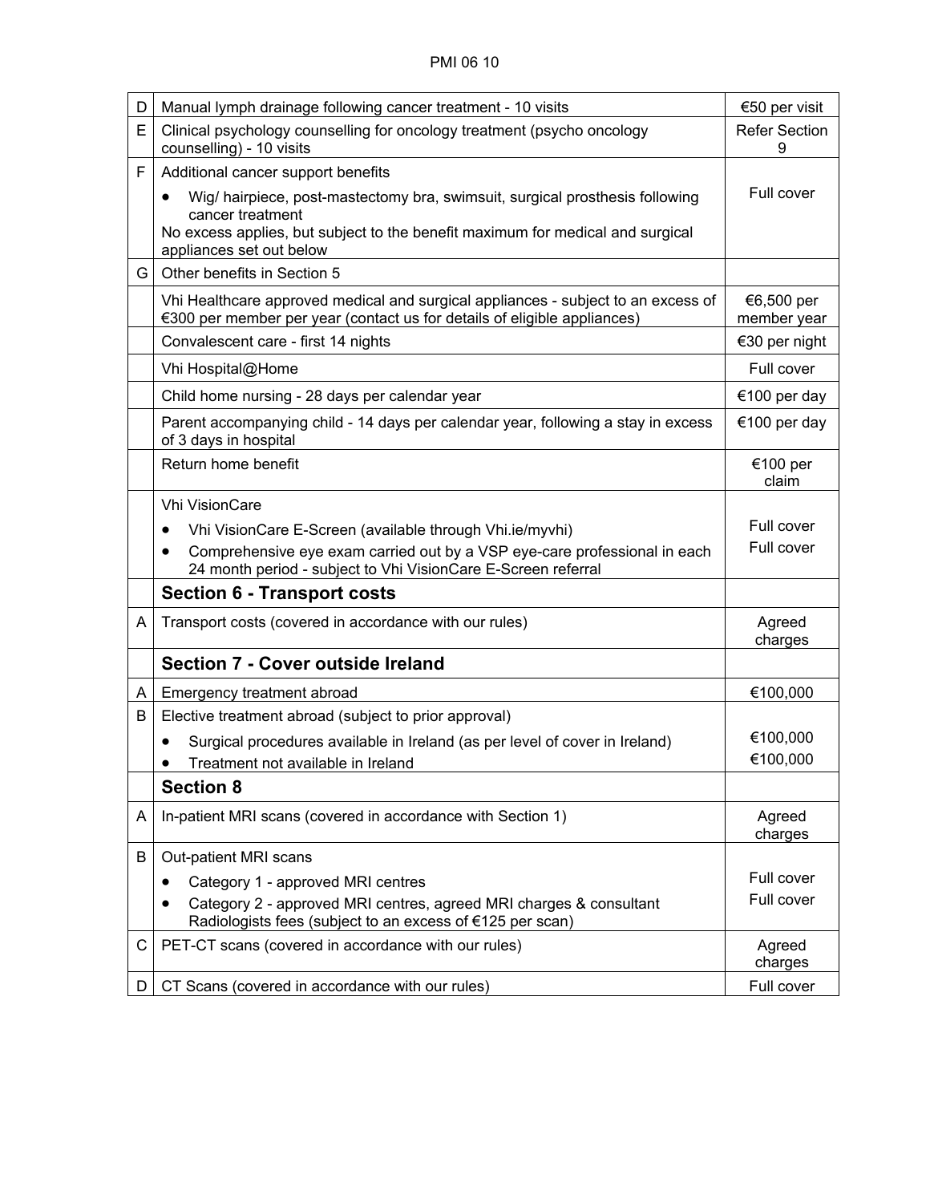| | | |
|---|---|---|
| D | Manual lymph drainage following cancer treatment - 10 visits | €50 per visit |
| E | Clinical psychology counselling for oncology treatment (psycho oncology counselling) - 10 visits | Refer Section 9 |
| F | Additional cancer support benefits<br>• Wig/ hairpiece, post-mastectomy bra, swimsuit, surgical prosthesis following cancer treatment<br>No excess applies, but subject to the benefit maximum for medical and surgical appliances set out below | Full cover |
| G | Other benefits in Section 5 | |
| | Vhi Healthcare approved medical and surgical appliances - subject to an excess of €300 per member per year (contact us for details of eligible appliances) | €6,500 per member year |
| | Convalescent care - first 14 nights | €30 per night |
| | Vhi Hospital@Home | Full cover |
| | Child home nursing - 28 days per calendar year | €100 per day |
| | Parent accompanying child - 14 days per calendar year, following a stay in excess of 3 days in hospital | €100 per day |
| | Return home benefit | €100 per claim |
| | Vhi VisionCare<br>• Vhi VisionCare E-Screen (available through Vhi.ie/myvhi)<br>• Comprehensive eye exam carried out by a VSP eye-care professional in each 24 month period - subject to Vhi VisionCare E-Screen referral | Full cover<br>Full cover |
| | **Section 6 - Transport costs** | |
| A | Transport costs (covered in accordance with our rules) | Agreed charges |
| | **Section 7 - Cover outside Ireland** | |
| A | Emergency treatment abroad | €100,000 |
| B | Elective treatment abroad (subject to prior approval)<br>• Surgical procedures available in Ireland (as per level of cover in Ireland)<br>• Treatment not available in Ireland | €100,000<br>€100,000 |
| | **Section 8** | |
| A | In-patient MRI scans (covered in accordance with Section 1) | Agreed charges |
| B | Out-patient MRI scans<br>• Category 1 - approved MRI centres<br>• Category 2 - approved MRI centres, agreed MRI charges & consultant Radiologists fees (subject to an excess of €125 per scan) | Full cover<br>Full cover |
| C | PET-CT scans (covered in accordance with our rules) | Agreed charges |
| D | CT Scans (covered in accordance with our rules) | Full cover |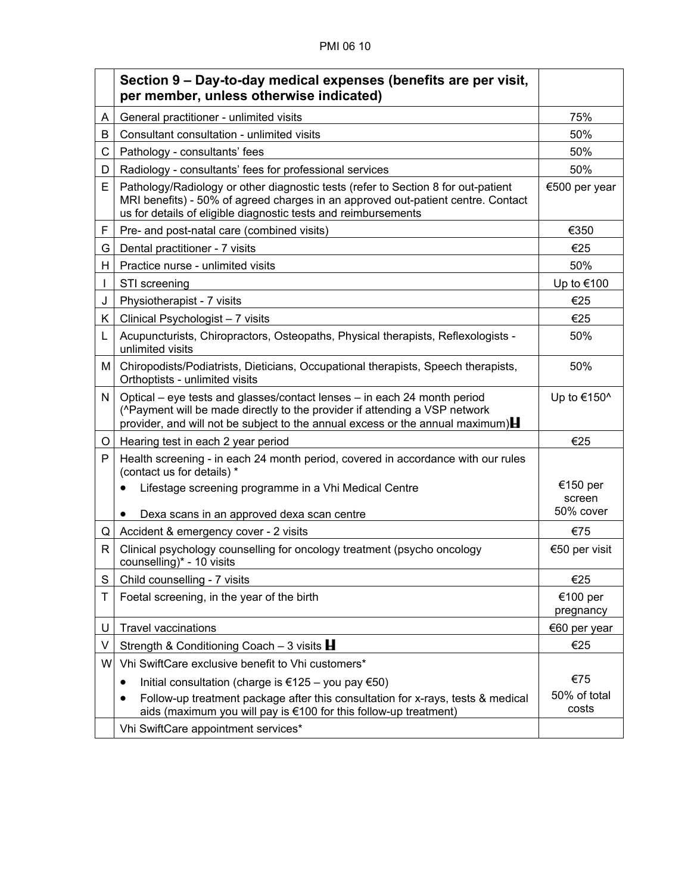| | **Section 9 – Day-to-day medical expenses (benefits are per visit, per member, unless otherwise indicated)** | |
|---|---|---|
| A | General practitioner - unlimited visits | 75% |
| B | Consultant consultation - unlimited visits | 50% |
| C | Pathology - consultants' fees | 50% |
| D | Radiology - consultants' fees for professional services | 50% |
| E | Pathology/Radiology or other diagnostic tests (refer to Section 8 for out-patient MRI benefits) - 50% of agreed charges in an approved out-patient centre. Contact us for details of eligible diagnostic tests and reimbursements | €500 per year |
| F | Pre- and post-natal care (combined visits) | €350 |
| G | Dental practitioner - 7 visits | €25 |
| H | Practice nurse - unlimited visits | 50% |
| I | STI screening | Up to €100 |
| J | Physiotherapist - 7 visits | €25 |
| K | Clinical Psychologist – 7 visits | €25 |
| L | Acupuncturists, Chiropractors, Osteopaths, Physical therapists, Reflexologists - unlimited visits | 50% |
| M | Chiropodists/Podiatrists, Dieticians, Occupational therapists, Speech therapists, Orthoptists - unlimited visits | 50% |
| N | Optical – eye tests and glasses/contact lenses – in each 24 month period (^Payment will be made directly to the provider if attending a VSP network provider, and will not be subject to the annual excess or the annual maximum) | Up to €150^ |
| O | Hearing test in each 2 year period | €25 |
| P | Health screening - in each 24 month period, covered in accordance with our rules (contact us for details) * <br> • Lifestage screening programme in a Vhi Medical Centre <br> • Dexa scans in an approved dexa scan centre | €150 per screen <br> 50% cover |
| Q | Accident & emergency cover - 2 visits | €75 |
| R | Clinical psychology counselling for oncology treatment (psycho oncology counselling)* - 10 visits | €50 per visit |
| S | Child counselling - 7 visits | €25 |
| T | Foetal screening, in the year of the birth | €100 per pregnancy |
| U | Travel vaccinations | €60 per year |
| V | Strength & Conditioning Coach – 3 visits | €25 |
| W | Vhi SwiftCare exclusive benefit to Vhi customers* <br> • Initial consultation (charge is €125 – you pay €50) <br> • Follow-up treatment package after this consultation for x-rays, tests & medical aids (maximum you will pay is €100 for this follow-up treatment) | €75 <br> 50% of total costs |
| | Vhi SwiftCare appointment services* | |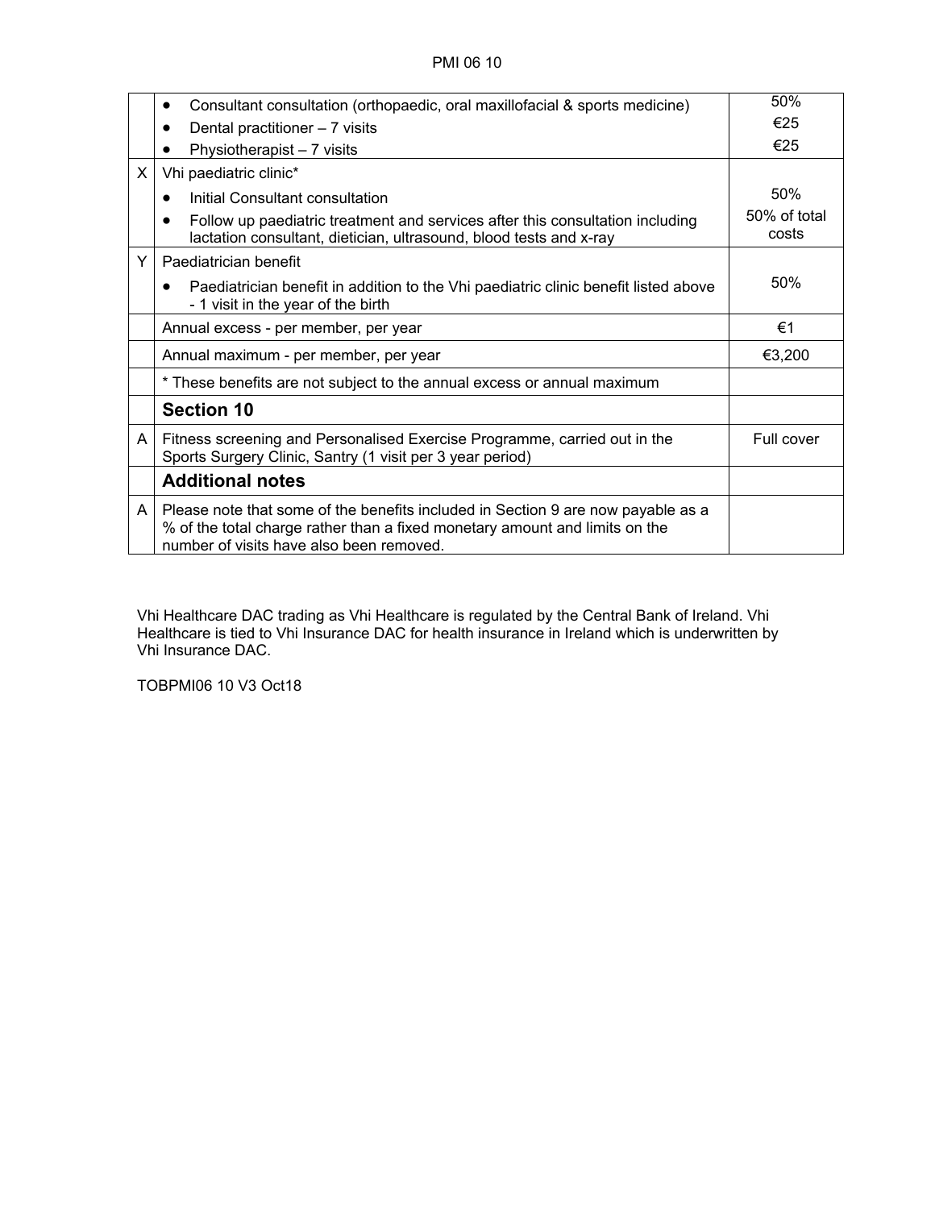| | | |
|---|---|---|
| | • Consultant consultation (orthopaedic, oral maxillofacial & sports medicine)<br>• Dental practitioner – 7 visits<br>• Physiotherapist – 7 visits | 50%<br>€25<br>€25 |
| X | Vhi paediatric clinic*<br>• Initial Consultant consultation<br>• Follow up paediatric treatment and services after this consultation including lactation consultant, dietician, ultrasound, blood tests and x-ray | <br>50%<br>50% of total costs |
| Y | Paediatrician benefit<br>• Paediatrician benefit in addition to the Vhi paediatric clinic benefit listed above - 1 visit in the year of the birth | 50% |
| | Annual excess - per member, per year | €1 |
| | Annual maximum - per member, per year | €3,200 |
| | * These benefits are not subject to the annual excess or annual maximum | |
| | **Section 10** | |
| A | Fitness screening and Personalised Exercise Programme, carried out in the Sports Surgery Clinic, Santry (1 visit per 3 year period) | Full cover |
| | **Additional notes** | |
| A | Please note that some of the benefits included in Section 9 are now payable as a % of the total charge rather than a fixed monetary amount and limits on the number of visits have also been removed. | |

Vhi Healthcare DAC trading as Vhi Healthcare is regulated by the Central Bank of Ireland. Vhi Healthcare is tied to Vhi Insurance DAC for health insurance in Ireland which is underwritten by Vhi Insurance DAC.

TOBPMI06 10 V3 Oct18